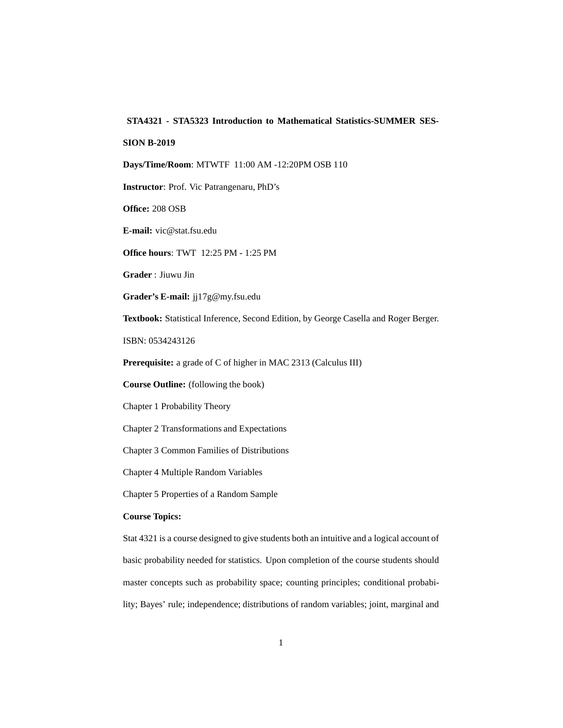**STA4321 - STA5323 Introduction to Mathematical Statistics-SUMMER SESSION B-2019**

**Days/Time/Room**: MTWTF 11:00 AM -12:20PM OSB 110

**Instructor**: Prof. Vic Patrangenaru, PhD's

**Office:** 208 OSB

**E-mail:** vic@stat.fsu.edu

**Office hours**: TWT 12:25 PM - 1:25 PM

**Grader** : Jiuwu Jin

**Grader's E-mail:** jj17g@my.fsu.edu

**Textbook:** Statistical Inference, Second Edition, by George Casella and Roger Berger.

ISBN: 0534243126

**Prerequisite:** a grade of C of higher in MAC 2313 (Calculus III)

**Course Outline:** (following the book)

Chapter 1 Probability Theory

Chapter 2 Transformations and Expectations

Chapter 3 Common Families of Distributions

Chapter 4 Multiple Random Variables

Chapter 5 Properties of a Random Sample

**Course Topics:**

Stat 4321 is a course designed to give students both an intuitive and a logical account of basic probability needed for statistics. Upon completion of the course students should master concepts such as probability space; counting principles; conditional probability; Bayes' rule; independence; distributions of random variables; joint, marginal and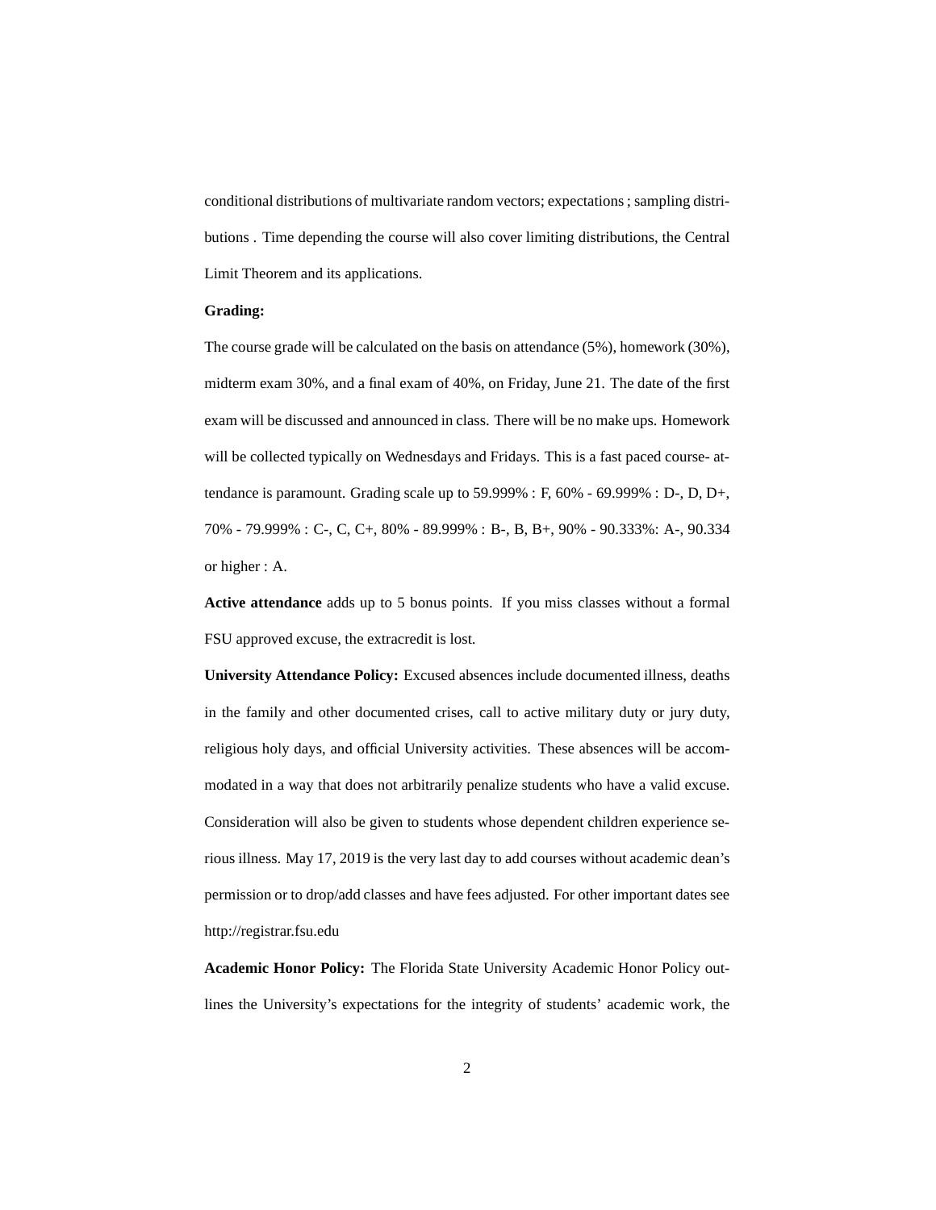conditional distributions of multivariate random vectors; expectations ; sampling distributions . Time depending the course will also cover limiting distributions, the Central Limit Theorem and its applications.

**Grading:**

The course grade will be calculated on the basis on attendance (5%), homework (30%), midterm exam 30%, and a final exam of 40%, on Friday, June 21. The date of the first exam will be discussed and announced in class. There will be no make ups. Homework will be collected typically on Wednesdays and Fridays. This is a fast paced course- attendance is paramount. Grading scale up to 59.999% : F, 60% - 69.999% : D-, D, D+, 70% - 79.999% : C-, C, C+, 80% - 89.999% : B-, B, B+, 90% - 90.333%: A-, 90.334 or higher : A.

**Active attendance** adds up to 5 bonus points. If you miss classes without a formal FSU approved excuse, the extracredit is lost.

**University Attendance Policy:** Excused absences include documented illness, deaths in the family and other documented crises, call to active military duty or jury duty, religious holy days, and official University activities. These absences will be accommodated in a way that does not arbitrarily penalize students who have a valid excuse. Consideration will also be given to students whose dependent children experience serious illness. May 17, 2019 is the very last day to add courses without academic dean's permission or to drop/add classes and have fees adjusted. For other important dates see http://registrar.fsu.edu

**Academic Honor Policy:** The Florida State University Academic Honor Policy outlines the University's expectations for the integrity of students' academic work, the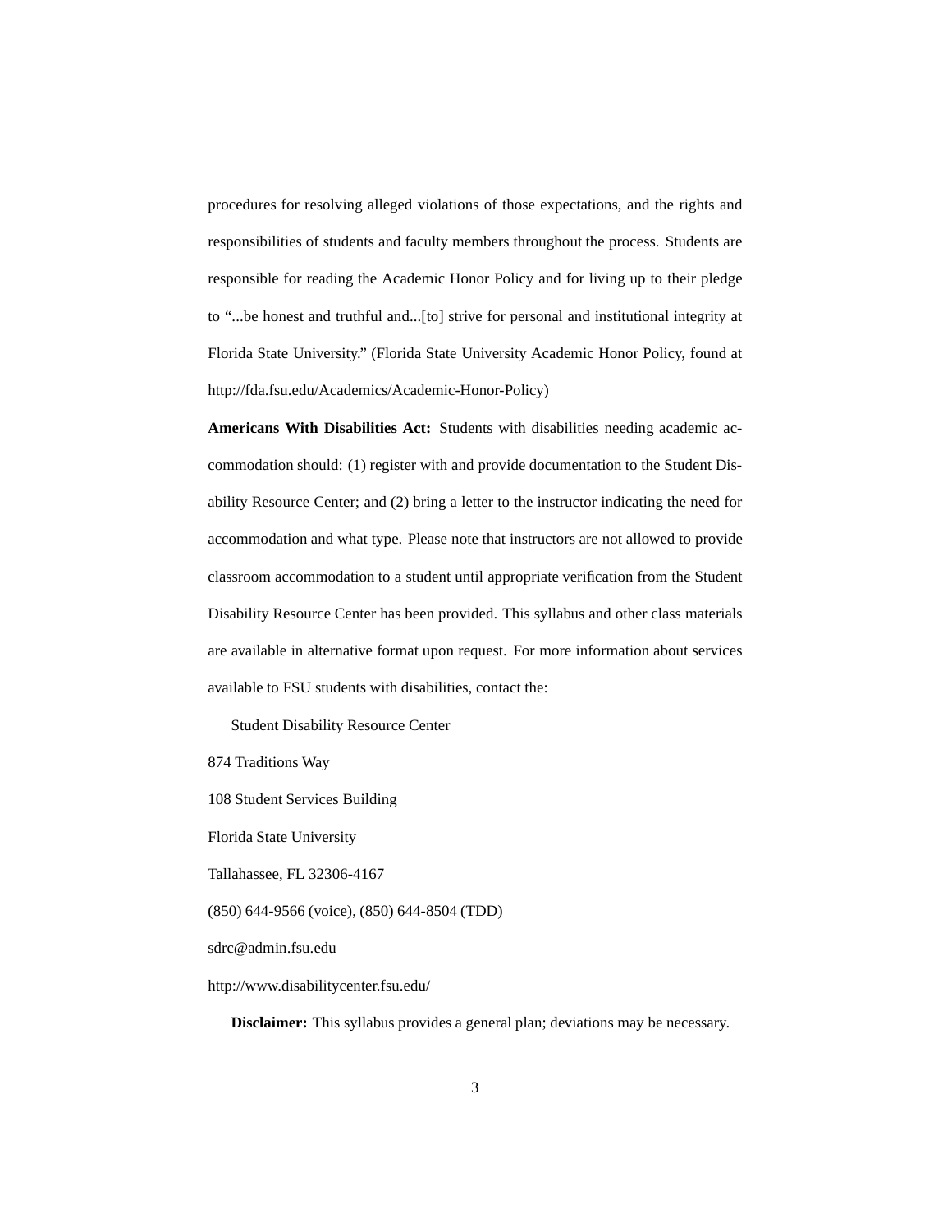procedures for resolving alleged violations of those expectations, and the rights and responsibilities of students and faculty members throughout the process. Students are responsible for reading the Academic Honor Policy and for living up to their pledge to "...be honest and truthful and...[to] strive for personal and institutional integrity at Florida State University." (Florida State University Academic Honor Policy, found at http://fda.fsu.edu/Academics/Academic-Honor-Policy)

**Americans With Disabilities Act:** Students with disabilities needing academic accommodation should: (1) register with and provide documentation to the Student Disability Resource Center; and (2) bring a letter to the instructor indicating the need for accommodation and what type. Please note that instructors are not allowed to provide classroom accommodation to a student until appropriate verification from the Student Disability Resource Center has been provided. This syllabus and other class materials are available in alternative format upon request. For more information about services available to FSU students with disabilities, contact the:

Student Disability Resource Center

874 Traditions Way

108 Student Services Building

Florida State University

Tallahassee, FL 32306-4167

(850) 644-9566 (voice), (850) 644-8504 (TDD)

sdrc@admin.fsu.edu

http://www.disabilitycenter.fsu.edu/

**Disclaimer:** This syllabus provides a general plan; deviations may be necessary.